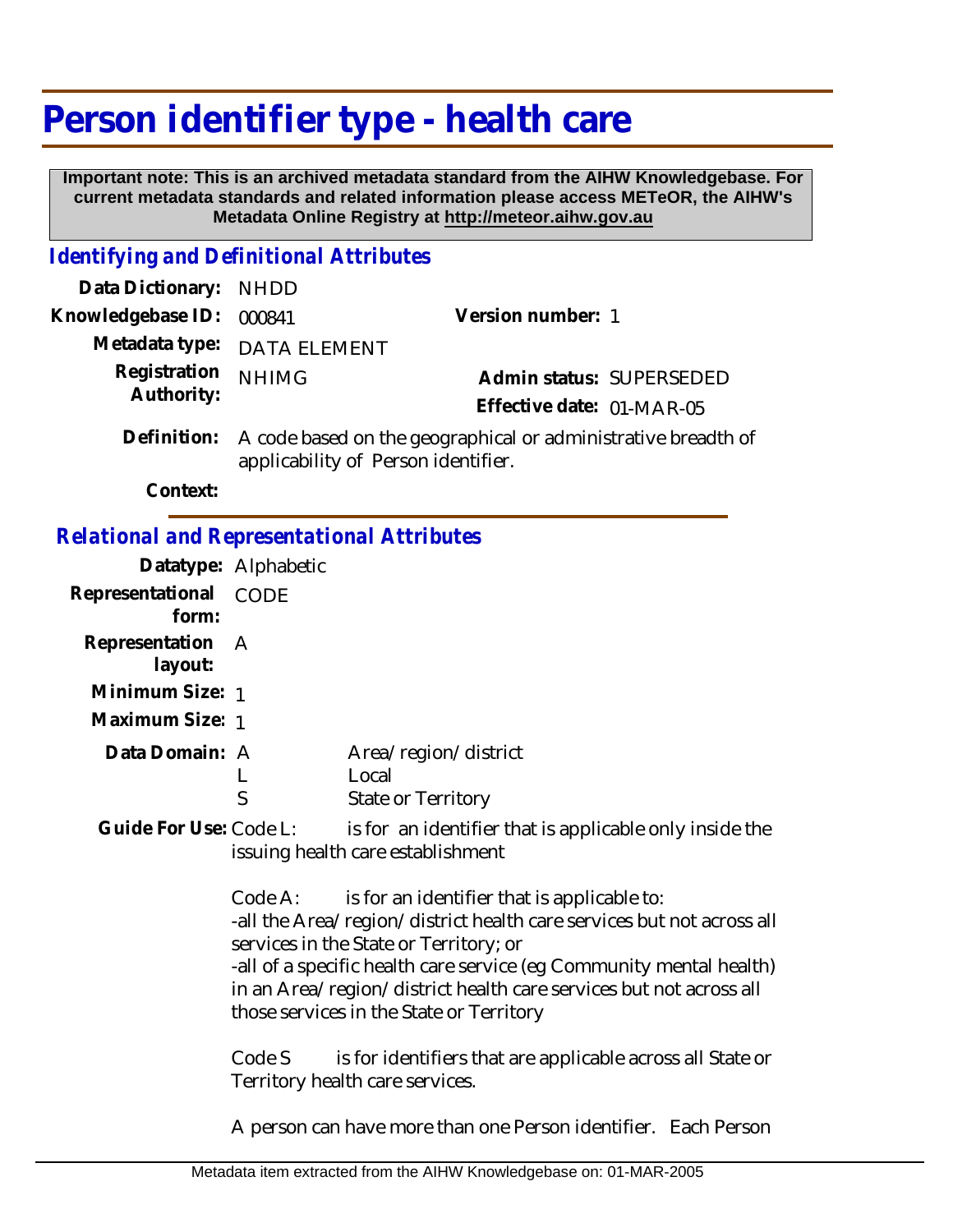# Person identifier type - health care

**Important note: This is an archived metadata standard from the AIHW Knowledgebase. For current metadata standards and related information please access METeOR, the AIHW's Metadata Online Registry at http://meteor.aihw.gov.au**

## *Identifying and Definitional Attributes*

**Data Dictionary:** NHDD

**Knowledgebase ID:** 000841 **Version number:** 1

**Metadata type:** DATA ELEMENT

**Registration Authority:** NHIMG **Admin status:** SUPERSEDED

**Effective date:** 01-MAR-05

**Definition:** A code based on the geographical or administrative breadth of applicability of Person identifier.

**Context:**

## *Relational and Representational Attributes*

**Datatype:** Alphabetic

**Representational form:** CODE

**Representation layout:** A

**Minimum Size:** 1

**Maximum Size:** 1

**Data Domain:**

| Code | Description |
|---|---|
| A | Area/region/district |
| L | Local |
| S | State or Territory |

**Guide For Use:** Code L: is for an identifier that is applicable only inside the issuing health care establishment

Code A: is for an identifier that is applicable to:
-all the Area/region/district health care services but not across all services in the State or Territory; or
-all of a specific health care service (eg Community mental health) in an Area/region/district health care services but not across all those services in the State or Territory

Code S is for identifiers that are applicable across all State or Territory health care services.

A person can have more than one Person identifier. Each Person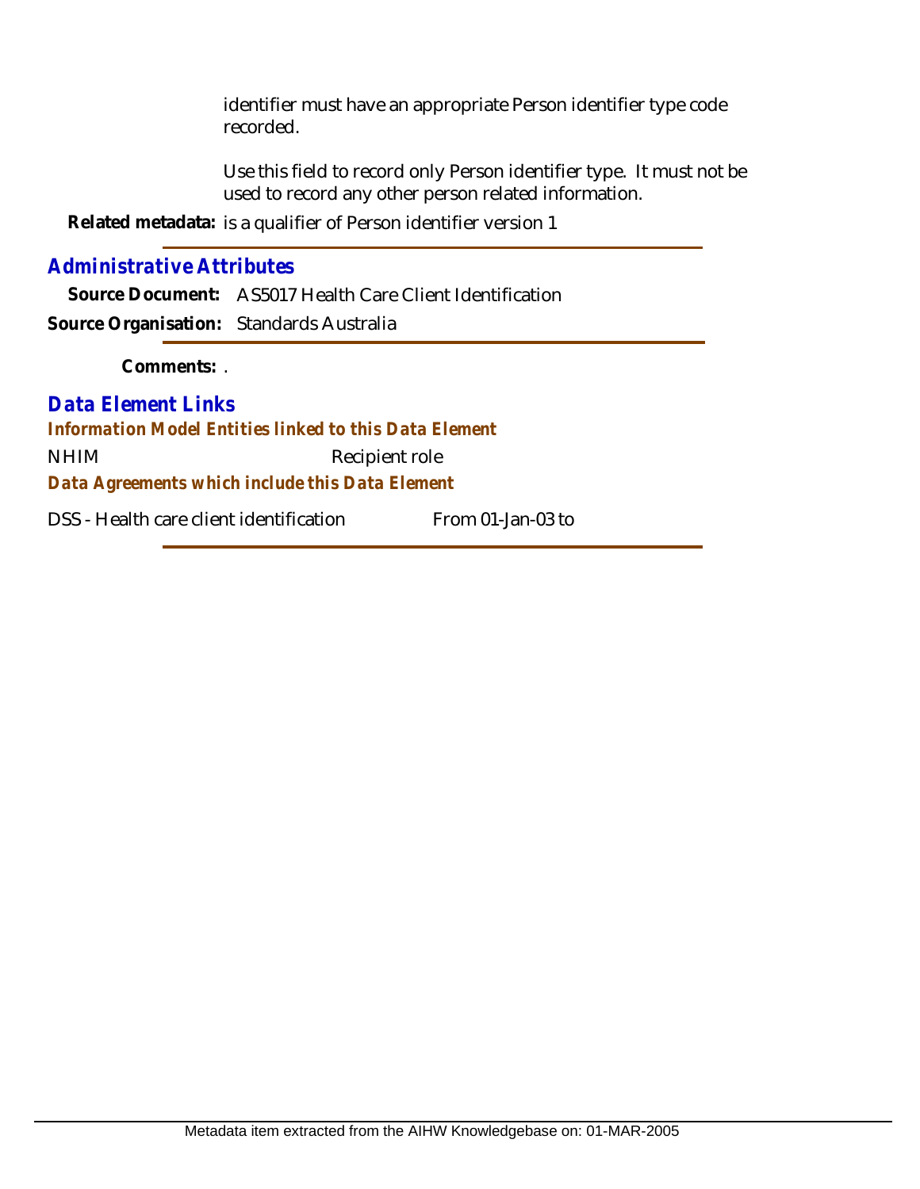identifier must have an appropriate Person identifier type code recorded.

Use this field to record only Person identifier type. It must not be used to record any other person related information.

**Related metadata:** is a qualifier of Person identifier version 1

## Administrative Attributes

**Source Document:** AS5017 Health Care Client Identification

**Source Organisation:** Standards Australia

**Comments:** .

## Data Element Links

### Information Model Entities linked to this Data Element

NHIM Recipient role

### Data Agreements which include this Data Element

DSS - Health care client identification From 01-Jan-03 to

Metadata item extracted from the AIHW Knowledgebase on: 01-MAR-2005